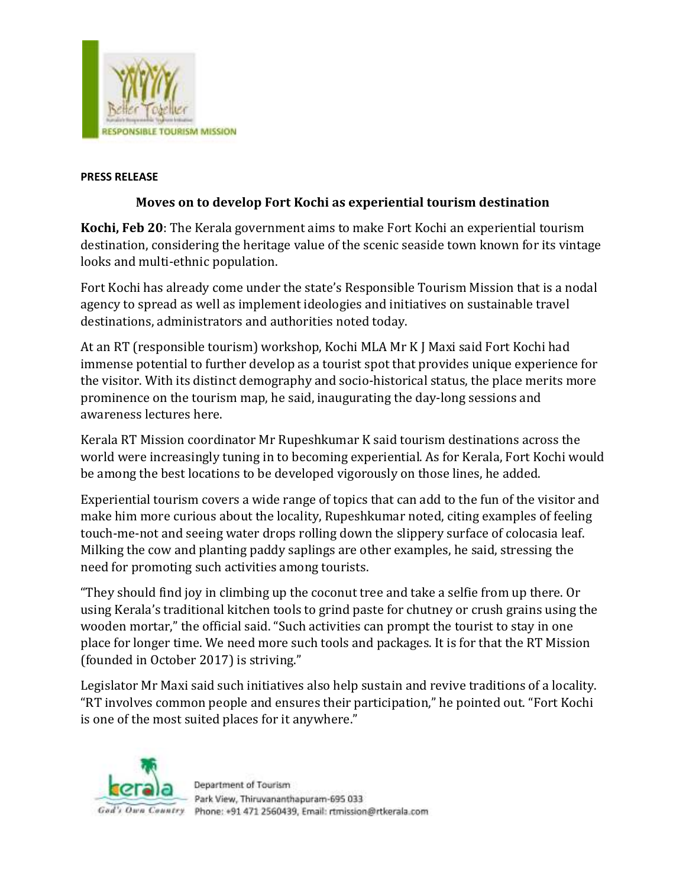**PRESS RELEASE**

## Moves on to develop Fort Kochi as experiential tourism destination

**Kochi, Feb 20**: The Kerala government aims to make Fort Kochi an experiential tourism destination, considering the heritage value of the scenic seaside town known for its vintage looks and multi-ethnic population.

Fort Kochi has already come under the state's Responsible Tourism Mission that is a nodal agency to spread as well as implement ideologies and initiatives on sustainable travel destinations, administrators and authorities noted today.

At an RT (responsible tourism) workshop, Kochi MLA Mr K J Maxi said Fort Kochi had immense potential to further develop as a tourist spot that provides unique experience for the visitor. With its distinct demography and socio-historical status, the place merits more prominence on the tourism map, he said, inaugurating the day-long sessions and awareness lectures here.

Kerala RT Mission coordinator Mr Rupeshkumar K said tourism destinations across the world were increasingly tuning in to becoming experiential. As for Kerala, Fort Kochi would be among the best locations to be developed vigorously on those lines, he added.

Experiential tourism covers a wide range of topics that can add to the fun of the visitor and make him more curious about the locality, Rupeshkumar noted, citing examples of feeling touch-me-not and seeing water drops rolling down the slippery surface of colocasia leaf. Milking the cow and planting paddy saplings are other examples, he said, stressing the need for promoting such activities among tourists.

"They should find joy in climbing up the coconut tree and take a selfie from up there. Or using Kerala's traditional kitchen tools to grind paste for chutney or crush grains using the wooden mortar," the official said. "Such activities can prompt the tourist to stay in one place for longer time. We need more such tools and packages. It is for that the RT Mission (founded in October 2017) is striving."

Legislator Mr Maxi said such initiatives also help sustain and revive traditions of a locality. "RT involves common people and ensures their participation," he pointed out. "Fort Kochi is one of the most suited places for it anywhere."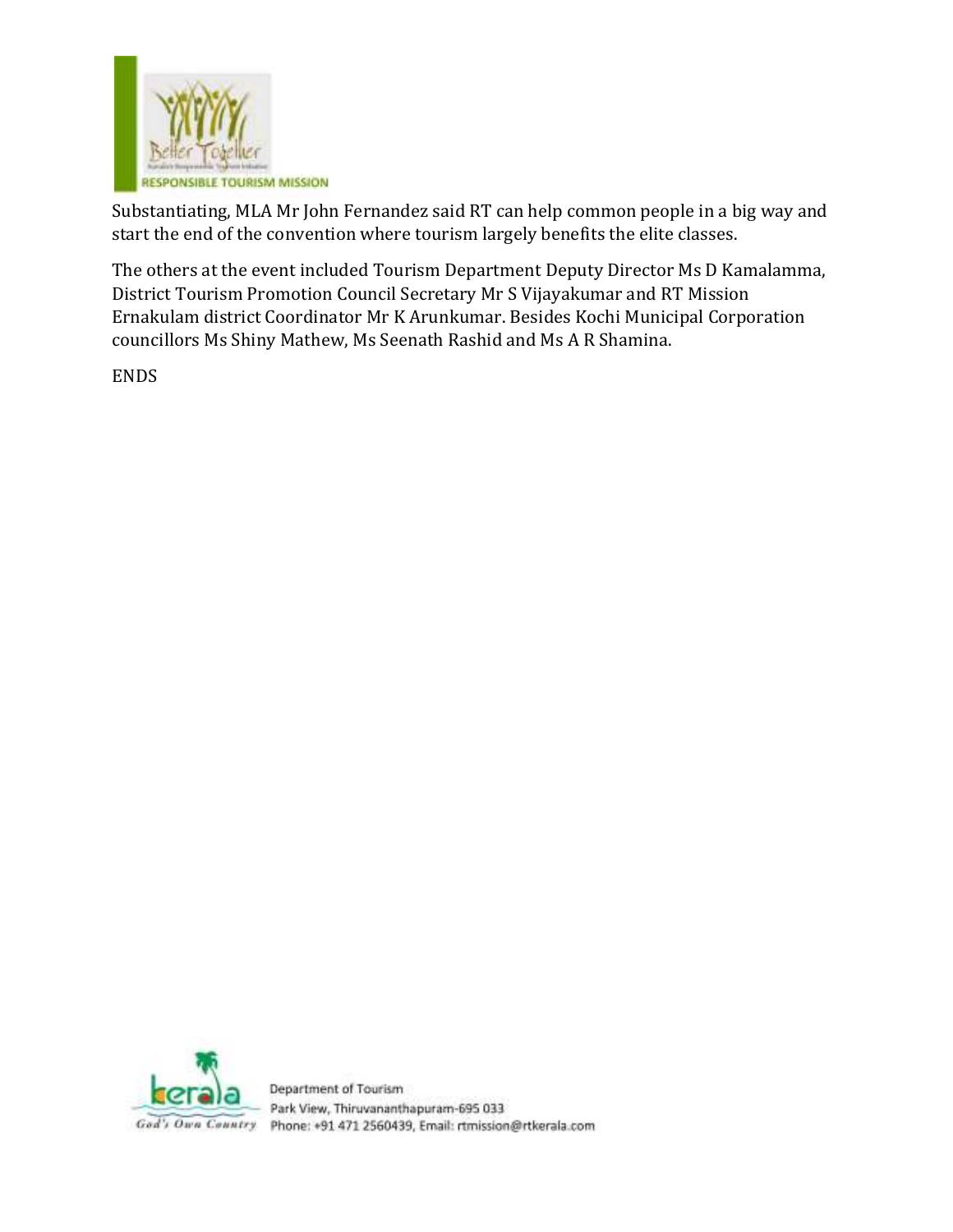Substantiating, MLA Mr John Fernandez said RT can help common people in a big way and start the end of the convention where tourism largely benefits the elite classes.

The others at the event included Tourism Department Deputy Director Ms D Kamalamma, District Tourism Promotion Council Secretary Mr S Vijayakumar and RT Mission Ernakulam district Coordinator Mr K Arunkumar. Besides Kochi Municipal Corporation councillors Ms Shiny Mathew, Ms Seenath Rashid and Ms A R Shamina.

ENDS